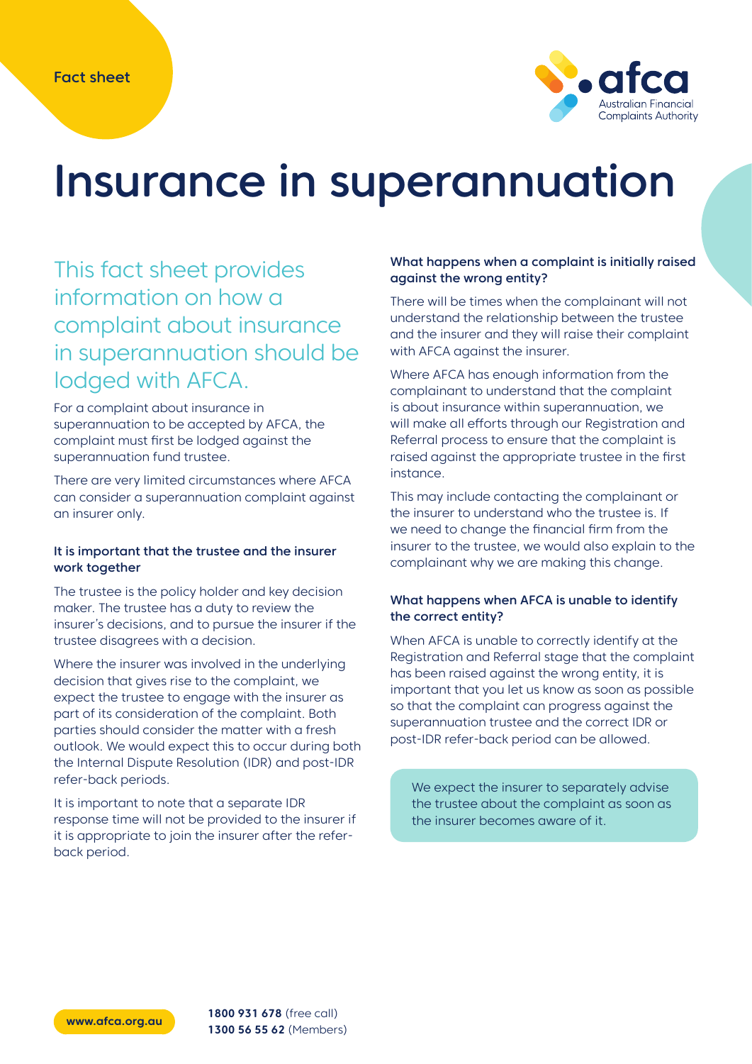Fact sheet

# Insurance in superannuation

## This fact sheet provides information on how a complaint about insurance in superannuation should be lodged with AFCA.

For a complaint about insurance in superannuation to be accepted by AFCA, the complaint must first be lodged against the superannuation fund trustee.

There are very limited circumstances where AFCA can consider a superannuation complaint against an insurer only.

### It is important that the trustee and the insurer work together

The trustee is the policy holder and key decision maker. The trustee has a duty to review the insurer's decisions, and to pursue the insurer if the trustee disagrees with a decision.

Where the insurer was involved in the underlying decision that gives rise to the complaint, we expect the trustee to engage with the insurer as part of its consideration of the complaint. Both parties should consider the matter with a fresh outlook. We would expect this to occur during both the Internal Dispute Resolution (IDR) and post-IDR refer-back periods.

It is important to note that a separate IDR response time will not be provided to the insurer if it is appropriate to join the insurer after the refer-back period.

### What happens when a complaint is initially raised against the wrong entity?

There will be times when the complainant will not understand the relationship between the trustee and the insurer and they will raise their complaint with AFCA against the insurer.

Where AFCA has enough information from the complainant to understand that the complaint is about insurance within superannuation, we will make all efforts through our Registration and Referral process to ensure that the complaint is raised against the appropriate trustee in the first instance.

This may include contacting the complainant or the insurer to understand who the trustee is. If we need to change the financial firm from the insurer to the trustee, we would also explain to the complainant why we are making this change.

### What happens when AFCA is unable to identify the correct entity?

When AFCA is unable to correctly identify at the Registration and Referral stage that the complaint has been raised against the wrong entity, it is important that you let us know as soon as possible so that the complaint can progress against the superannuation trustee and the correct IDR or post-IDR refer-back period can be allowed.

> We expect the insurer to separately advise the trustee about the complaint as soon as the insurer becomes aware of it.

www.afca.org.au

**1800 931 678** (free call)
**1300 56 55 62** (Members)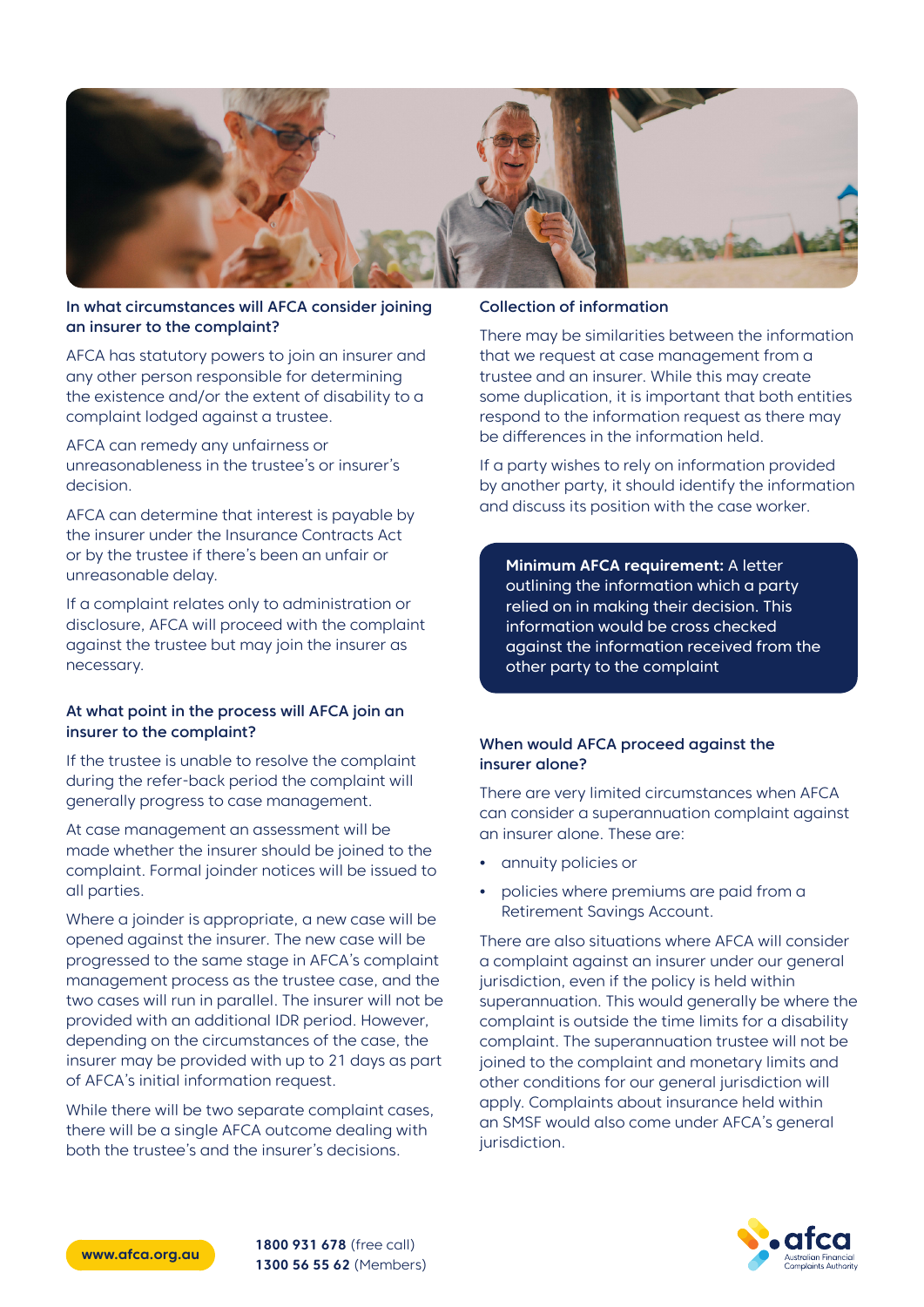### In what circumstances will AFCA consider joining an insurer to the complaint?

AFCA has statutory powers to join an insurer and any other person responsible for determining the existence and/or the extent of disability to a complaint lodged against a trustee.

AFCA can remedy any unfairness or unreasonableness in the trustee's or insurer's decision.

AFCA can determine that interest is payable by the insurer under the Insurance Contracts Act or by the trustee if there's been an unfair or unreasonable delay.

If a complaint relates only to administration or disclosure, AFCA will proceed with the complaint against the trustee but may join the insurer as necessary.

### At what point in the process will AFCA join an insurer to the complaint?

If the trustee is unable to resolve the complaint during the refer-back period the complaint will generally progress to case management.

At case management an assessment will be made whether the insurer should be joined to the complaint. Formal joinder notices will be issued to all parties.

Where a joinder is appropriate, a new case will be opened against the insurer. The new case will be progressed to the same stage in AFCA's complaint management process as the trustee case, and the two cases will run in parallel. The insurer will not be provided with an additional IDR period. However, depending on the circumstances of the case, the insurer may be provided with up to 21 days as part of AFCA's initial information request.

While there will be two separate complaint cases, there will be a single AFCA outcome dealing with both the trustee's and the insurer's decisions.

### Collection of information

There may be similarities between the information that we request at case management from a trustee and an insurer. While this may create some duplication, it is important that both entities respond to the information request as there may be differences in the information held.

If a party wishes to rely on information provided by another party, it should identify the information and discuss its position with the case worker.

**Minimum AFCA requirement:** A letter outlining the information which a party relied on in making their decision. This information would be cross checked against the information received from the other party to the complaint

### When would AFCA proceed against the insurer alone?

There are very limited circumstances when AFCA can consider a superannuation complaint against an insurer alone. These are:

- annuity policies or
- policies where premiums are paid from a Retirement Savings Account.

There are also situations where AFCA will consider a complaint against an insurer under our general jurisdiction, even if the policy is held within superannuation. This would generally be where the complaint is outside the time limits for a disability complaint. The superannuation trustee will not be joined to the complaint and monetary limits and other conditions for our general jurisdiction will apply. Complaints about insurance held within an SMSF would also come under AFCA's general jurisdiction.

www.afca.org.au

**1800 931 678** (free call)
**1300 56 55 62** (Members)